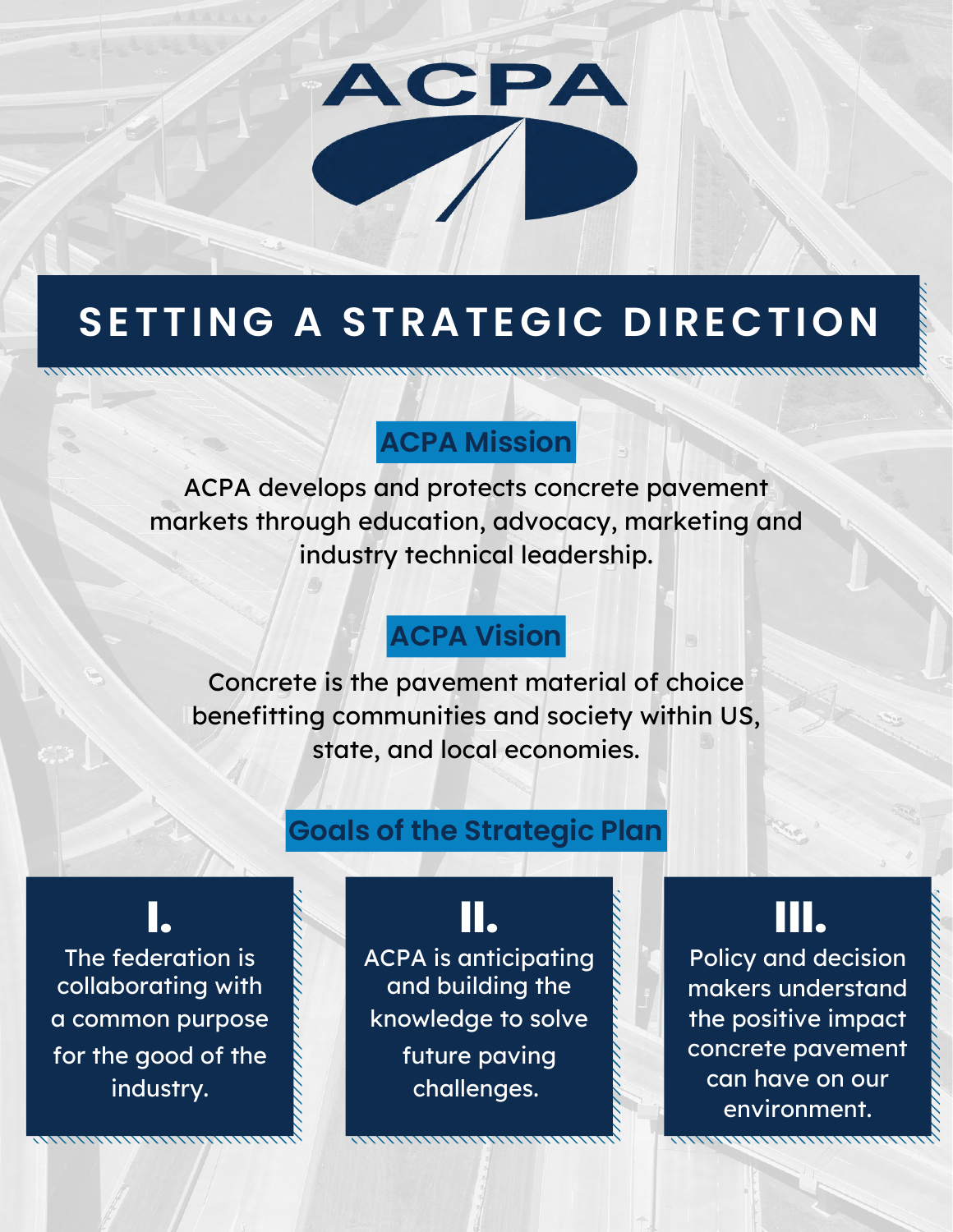# ACPA

## SETTING A STRATEGIC DIRECTION

### ACPA Mission

ACPA develops and protects concrete pavement markets through education, advocacy, marketing and industry technical leadership.

### ACPA Vision

Concrete is the pavement material of choice benefitting communities and society within US, state, and local economies.

### Goals of the Strategic Plan

**I.**

The federation is collaborating with a common purpose for the good of the industry.

**II.**

ACPA is anticipating and building the knowledge to solve future paving challenges.

**III.**

Policy and decision makers understand the positive impact concrete pavement can have on our environment.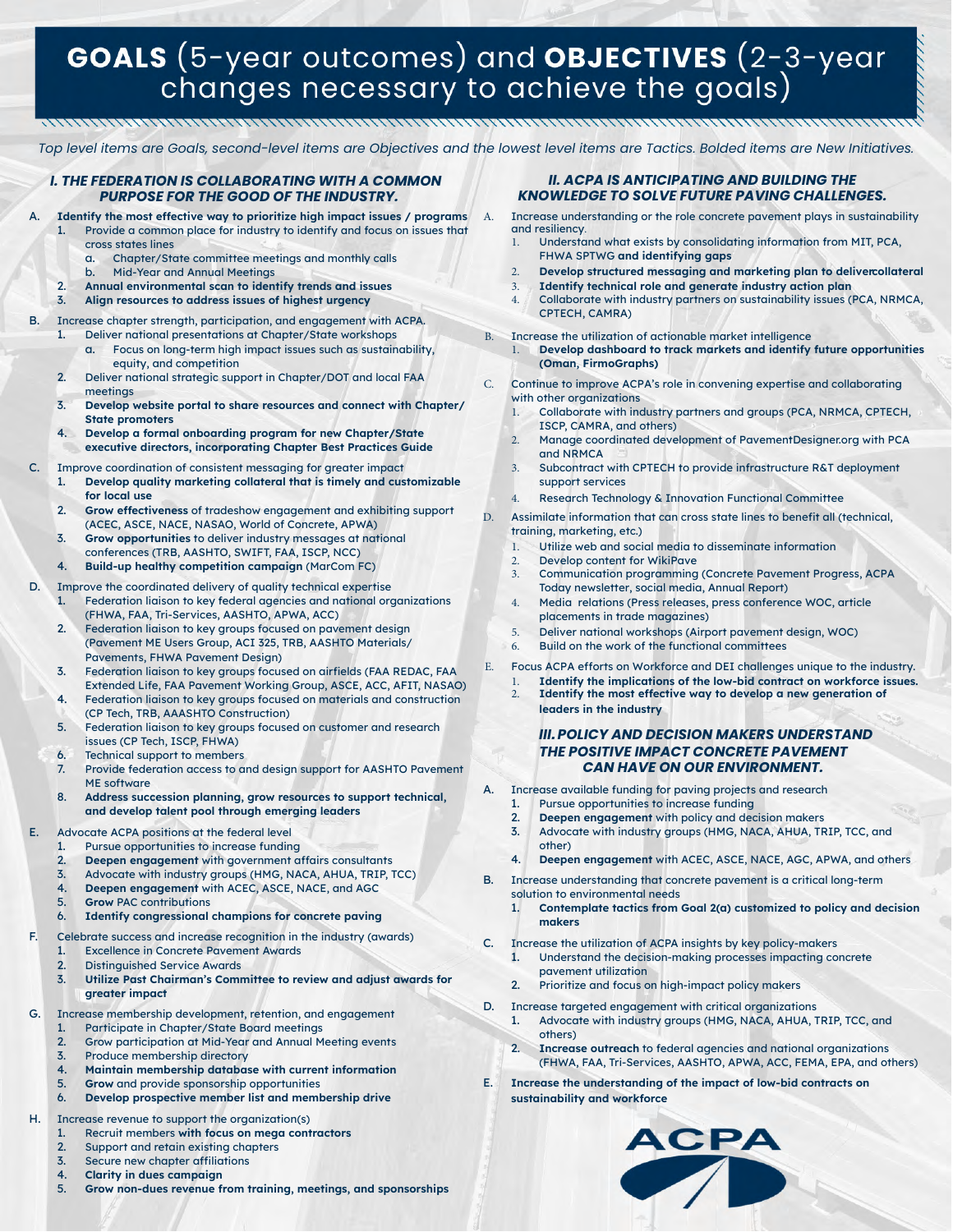# **GOALS** (5-year outcomes) and **OBJECTIVES** (2-3-year changes necessary to achieve the goals)

*Top level items are Goals, second-level items are Objectives and the lowest level items are Tactics. Bolded items are New Initiatives.*

## *I. THE FEDERATION IS COLLABORATING WITH A COMMON PURPOSE FOR THE GOOD OF THE INDUSTRY.*

A. **Identify the most effective way to prioritize high impact issues / programs**
   1. Provide a common place for industry to identify and focus on issues that cross states lines
      a. Chapter/State committee meetings and monthly calls
      b. Mid-Year and Annual Meetings
   2. **Annual environmental scan to identify trends and issues**
   3. **Align resources to address issues of highest urgency**

B. Increase chapter strength, participation, and engagement with ACPA.
   1. Deliver national presentations at Chapter/State workshops
      a. Focus on long-term high impact issues such as sustainability, equity, and competition
   2. Deliver national strategic support in Chapter/DOT and local FAA meetings
   3. **Develop website portal to share resources and connect with Chapter/State promoters**
   4. **Develop a formal onboarding program for new Chapter/State executive directors, incorporating Chapter Best Practices Guide**

C. Improve coordination of consistent messaging for greater impact
   1. **Develop quality marketing collateral that is timely and customizable for local use**
   2. **Grow effectiveness** of tradeshow engagement and exhibiting support (ACEC, ASCE, NACE, NASAO, World of Concrete, APWA)
   3. **Grow opportunities** to deliver industry messages at national conferences (TRB, AASHTO, SWIFT, FAA, ISCP, NCC)
   4. **Build-up healthy competition campaign** (MarCom FC)

D. Improve the coordinated delivery of quality technical expertise
   1. Federation liaison to key federal agencies and national organizations (FHWA, FAA, Tri-Services, AASHTO, APWA, ACC)
   2. Federation liaison to key groups focused on pavement design (Pavement ME Users Group, ACI 325, TRB, AASHTO Materials/Pavements, FHWA Pavement Design)
   3. Federation liaison to key groups focused on airfields (FAA REDAC, FAA Extended Life, FAA Pavement Working Group, ASCE, ACC, AFIT, NASAO)
   4. Federation liaison to key groups focused on materials and construction (CP Tech, TRB, AAASHTO Construction)
   5. Federation liaison to key groups focused on customer and research issues (CP Tech, ISCP, FHWA)
   6. Technical support to members
   7. Provide federation access to and design support for AASHTO Pavement ME software
   8. **Address succession planning, grow resources to support technical, and develop talent pool through emerging leaders**

E. Advocate ACPA positions at the federal level
   1. Pursue opportunities to increase funding
   2. **Deepen engagement** with government affairs consultants
   3. Advocate with industry groups (HMG, NACA, AHUA, TRIP, TCC)
   4. **Deepen engagement** with ACEC, ASCE, NACE, and AGC
   5. **Grow** PAC contributions
   6. **Identify congressional champions for concrete paving**

F. Celebrate success and increase recognition in the industry (awards)
   1. Excellence in Concrete Pavement Awards
   2. Distinguished Service Awards
   3. **Utilize Past Chairman's Committee to review and adjust awards for greater impact**

G. Increase membership development, retention, and engagement
   1. Participate in Chapter/State Board meetings
   2. Grow participation at Mid-Year and Annual Meeting events
   3. Produce membership directory
   4. **Maintain membership database with current information**
   5. **Grow** and provide sponsorship opportunities
   6. **Develop prospective member list and membership drive**

H. Increase revenue to support the organization(s)
   1. Recruit members **with focus on mega contractors**
   2. Support and retain existing chapters
   3. Secure new chapter affiliations
   4. **Clarity in dues campaign**
   5. **Grow non-dues revenue from training, meetings, and sponsorships**

## *II. ACPA IS ANTICIPATING AND BUILDING THE KNOWLEDGE TO SOLVE FUTURE PAVING CHALLENGES.*

A. Increase understanding or the role concrete pavement plays in sustainability and resiliency.
   1. Understand what exists by consolidating information from MIT, PCA, FHWA SPTWG **and identifying gaps**
   2. **Develop structured messaging and marketing plan to delivercollateral**
   3. **Identify technical role and generate industry action plan**
   4. Collaborate with industry partners on sustainability issues (PCA, NRMCA, CPTECH, CAMRA)

B. Increase the utilization of actionable market intelligence
   1. **Develop dashboard to track markets and identify future opportunities (Oman, FirmoGraphs)**

C. Continue to improve ACPA's role in convening expertise and collaborating with other organizations
   1. Collaborate with industry partners and groups (PCA, NRMCA, CPTECH, ISCP, CAMRA, and others)
   2. Manage coordinated development of PavementDesigner.org with PCA and NRMCA
   3. Subcontract with CPTECH to provide infrastructure R&T deployment support services
   4. Research Technology & Innovation Functional Committee

D. Assimilate information that can cross state lines to benefit all (technical, training, marketing, etc.)
   1. Utilize web and social media to disseminate information
   2. Develop content for WikiPave
   3. Communication programming (Concrete Pavement Progress, ACPA Today newsletter, social media, Annual Report)
   4. Media relations (Press releases, press conference WOC, article placements in trade magazines)
   5. Deliver national workshops (Airport pavement design, WOC)
   6. Build on the work of the functional committees

E. Focus ACPA efforts on Workforce and DEI challenges unique to the industry.
   1. **Identify the implications of the low-bid contract on workforce issues.**
   2. **Identify the most effective way to develop a new generation of leaders in the industry**

## *III. POLICY AND DECISION MAKERS UNDERSTAND THE POSITIVE IMPACT CONCRETE PAVEMENT CAN HAVE ON OUR ENVIRONMENT.*

A. Increase available funding for paving projects and research
   1. Pursue opportunities to increase funding
   2. **Deepen engagement** with policy and decision makers
   3. Advocate with industry groups (HMG, NACA, AHUA, TRIP, TCC, and other)
   4. **Deepen engagement** with ACEC, ASCE, NACE, AGC, APWA, and others

B. Increase understanding that concrete pavement is a critical long-term solution to environmental needs
   1. **Contemplate tactics from Goal 2(a) customized to policy and decision makers**

C. Increase the utilization of ACPA insights by key policy-makers
   1. Understand the decision-making processes impacting concrete pavement utilization
   2. Prioritize and focus on high-impact policy makers

D. Increase targeted engagement with critical organizations
   1. Advocate with industry groups (HMG, NACA, AHUA, TRIP, TCC, and others)
   2. **Increase outreach** to federal agencies and national organizations (FHWA, FAA, Tri-Services, AASHTO, APWA, ACC, FEMA, EPA, and others)

E. **Increase the understanding of the impact of low-bid contracts on sustainability and workforce**

ACPA